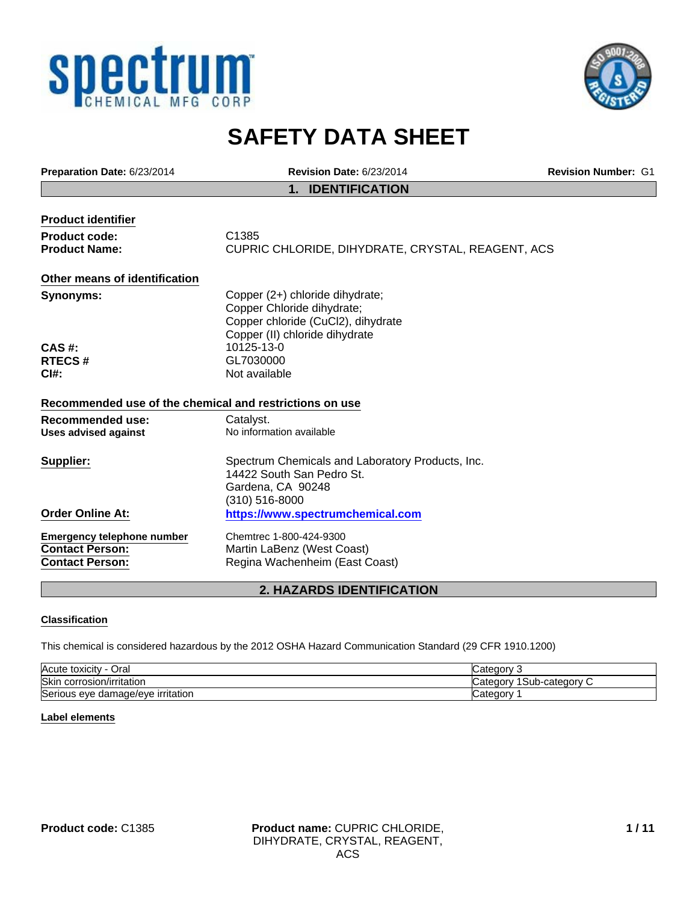# SAFETY DATA SHEET

**Preparation Date:** 6/23/2014 **Revision Date:** 6/23/2014 **Revision Number:** G1

## 1. IDENTIFICATION

**Product identifier**

**Product code:** C1385
**Product Name:** CUPRIC CHLORIDE, DIHYDRATE, CRYSTAL, REAGENT, ACS

**Other means of identification**

**Synonyms:** Copper (2+) chloride dihydrate;
Copper Chloride dihydrate;
Copper chloride (CuCl2), dihydrate
Copper (II) chloride dihydrate
**CAS #:** 10125-13-0
**RTECS #** GL7030000
**CI#:** Not available

**Recommended use of the chemical and restrictions on use**

**Recommended use:** Catalyst.
**Uses advised against** No information available

**Supplier:** Spectrum Chemicals and Laboratory Products, Inc.
14422 South San Pedro St.
Gardena, CA 90248
(310) 516-8000
**Order Online At:** https://www.spectrumchemical.com

**Emergency telephone number** Chemtrec 1-800-424-9300
**Contact Person:** Martin LaBenz (West Coast)
**Contact Person:** Regina Wachenheim (East Coast)

## 2. HAZARDS IDENTIFICATION

**Classification**

This chemical is considered hazardous by the 2012 OSHA Hazard Communication Standard (29 CFR 1910.1200)

| | |
|---|---|
| Acute toxicity - Oral | Category 3 |
| Skin corrosion/irritation | Category 1Sub-category C |
| Serious eye damage/eye irritation | Category 1 |

**Label elements**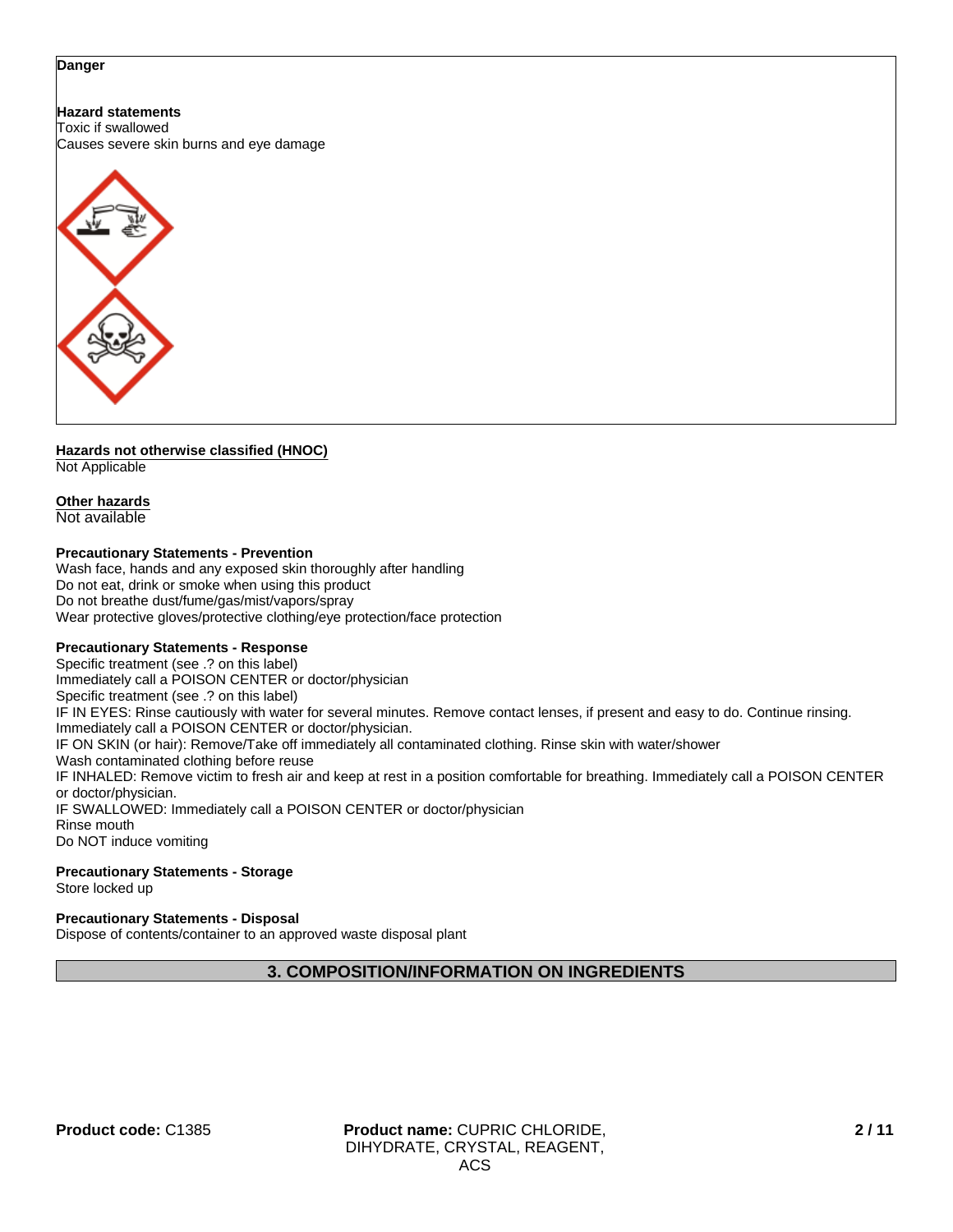**Danger**

**Hazard statements**
Toxic if swallowed
Causes severe skin burns and eye damage

**Hazards not otherwise classified (HNOC)**
Not Applicable

**Other hazards**
Not available

**Precautionary Statements - Prevention**
Wash face, hands and any exposed skin thoroughly after handling
Do not eat, drink or smoke when using this product
Do not breathe dust/fume/gas/mist/vapors/spray
Wear protective gloves/protective clothing/eye protection/face protection

**Precautionary Statements - Response**
Specific treatment (see .? on this label)
Immediately call a POISON CENTER or doctor/physician
Specific treatment (see .? on this label)
IF IN EYES: Rinse cautiously with water for several minutes. Remove contact lenses, if present and easy to do. Continue rinsing.
Immediately call a POISON CENTER or doctor/physician.
IF ON SKIN (or hair): Remove/Take off immediately all contaminated clothing. Rinse skin with water/shower
Wash contaminated clothing before reuse
IF INHALED: Remove victim to fresh air and keep at rest in a position comfortable for breathing. Immediately call a POISON CENTER or doctor/physician.
IF SWALLOWED: Immediately call a POISON CENTER or doctor/physician
Rinse mouth
Do NOT induce vomiting

**Precautionary Statements - Storage**
Store locked up

**Precautionary Statements - Disposal**
Dispose of contents/container to an approved waste disposal plant

## 3. COMPOSITION/INFORMATION ON INGREDIENTS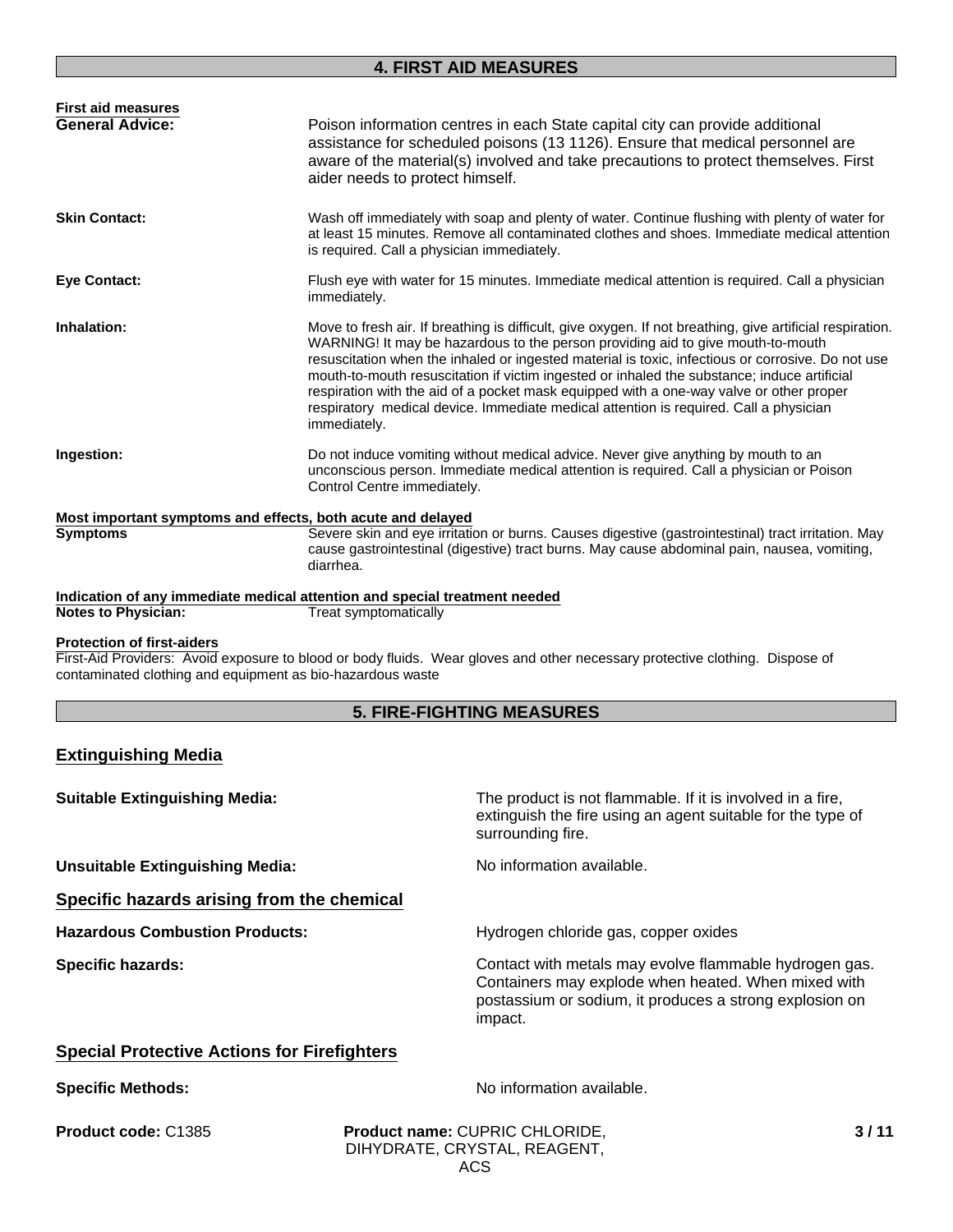## 4. FIRST AID MEASURES

**First aid measures**

**General Advice:** Poison information centres in each State capital city can provide additional assistance for scheduled poisons (13 1126). Ensure that medical personnel are aware of the material(s) involved and take precautions to protect themselves. First aider needs to protect himself.

**Skin Contact:** Wash off immediately with soap and plenty of water. Continue flushing with plenty of water for at least 15 minutes. Remove all contaminated clothes and shoes. Immediate medical attention is required. Call a physician immediately.

**Eye Contact:** Flush eye with water for 15 minutes. Immediate medical attention is required. Call a physician immediately.

**Inhalation:** Move to fresh air. If breathing is difficult, give oxygen. If not breathing, give artificial respiration. WARNING! It may be hazardous to the person providing aid to give mouth-to-mouth resuscitation when the inhaled or ingested material is toxic, infectious or corrosive. Do not use mouth-to-mouth resuscitation if victim ingested or inhaled the substance; induce artificial respiration with the aid of a pocket mask equipped with a one-way valve or other proper respiratory medical device. Immediate medical attention is required. Call a physician immediately.

**Ingestion:** Do not induce vomiting without medical advice. Never give anything by mouth to an unconscious person. Immediate medical attention is required. Call a physician or Poison Control Centre immediately.

**Most important symptoms and effects, both acute and delayed**

**Symptoms** Severe skin and eye irritation or burns. Causes digestive (gastrointestinal) tract irritation. May cause gastrointestinal (digestive) tract burns. May cause abdominal pain, nausea, vomiting, diarrhea.

**Indication of any immediate medical attention and special treatment needed**

**Notes to Physician:** Treat symptomatically

**Protection of first-aiders**

First-Aid Providers: Avoid exposure to blood or body fluids. Wear gloves and other necessary protective clothing. Dispose of contaminated clothing and equipment as bio-hazardous waste

## 5. FIRE-FIGHTING MEASURES

### Extinguishing Media

**Suitable Extinguishing Media:** The product is not flammable. If it is involved in a fire, extinguish the fire using an agent suitable for the type of surrounding fire.

**Unsuitable Extinguishing Media:** No information available.

### Specific hazards arising from the chemical

**Hazardous Combustion Products:** Hydrogen chloride gas, copper oxides

**Specific hazards:** Contact with metals may evolve flammable hydrogen gas. Containers may explode when heated. When mixed with postassium or sodium, it produces a strong explosion on impact.

### Special Protective Actions for Firefighters

**Specific Methods:** No information available.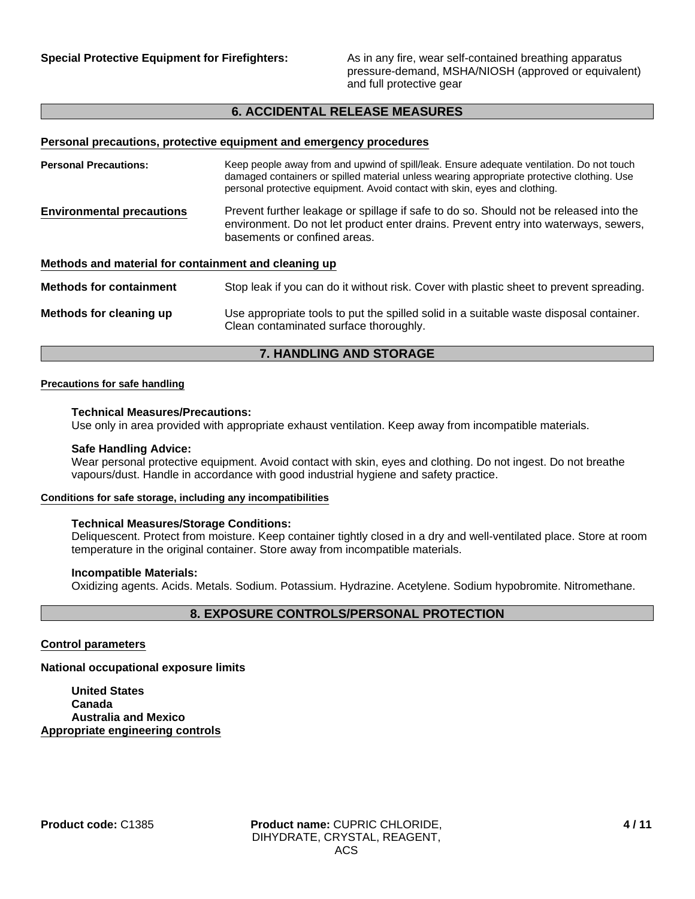**Special Protective Equipment for Firefighters:** As in any fire, wear self-contained breathing apparatus pressure-demand, MSHA/NIOSH (approved or equivalent) and full protective gear

## 6. ACCIDENTAL RELEASE MEASURES

### Personal precautions, protective equipment and emergency procedures

**Personal Precautions:** Keep people away from and upwind of spill/leak. Ensure adequate ventilation. Do not touch damaged containers or spilled material unless wearing appropriate protective clothing. Use personal protective equipment. Avoid contact with skin, eyes and clothing.

**Environmental precautions** Prevent further leakage or spillage if safe to do so. Should not be released into the environment. Do not let product enter drains. Prevent entry into waterways, sewers, basements or confined areas.

### Methods and material for containment and cleaning up

**Methods for containment** Stop leak if you can do it without risk. Cover with plastic sheet to prevent spreading.

**Methods for cleaning up** Use appropriate tools to put the spilled solid in a suitable waste disposal container. Clean contaminated surface thoroughly.

## 7. HANDLING AND STORAGE

### Precautions for safe handling

**Technical Measures/Precautions:**
Use only in area provided with appropriate exhaust ventilation. Keep away from incompatible materials.

**Safe Handling Advice:**
Wear personal protective equipment. Avoid contact with skin, eyes and clothing. Do not ingest. Do not breathe vapours/dust. Handle in accordance with good industrial hygiene and safety practice.

### Conditions for safe storage, including any incompatibilities

**Technical Measures/Storage Conditions:**
Deliquescent. Protect from moisture. Keep container tightly closed in a dry and well-ventilated place. Store at room temperature in the original container. Store away from incompatible materials.

**Incompatible Materials:**
Oxidizing agents. Acids. Metals. Sodium. Potassium. Hydrazine. Acetylene. Sodium hypobromite. Nitromethane.

## 8. EXPOSURE CONTROLS/PERSONAL PROTECTION

### Control parameters

**National occupational exposure limits**

**United States**
**Canada**
**Australia and Mexico**

### Appropriate engineering controls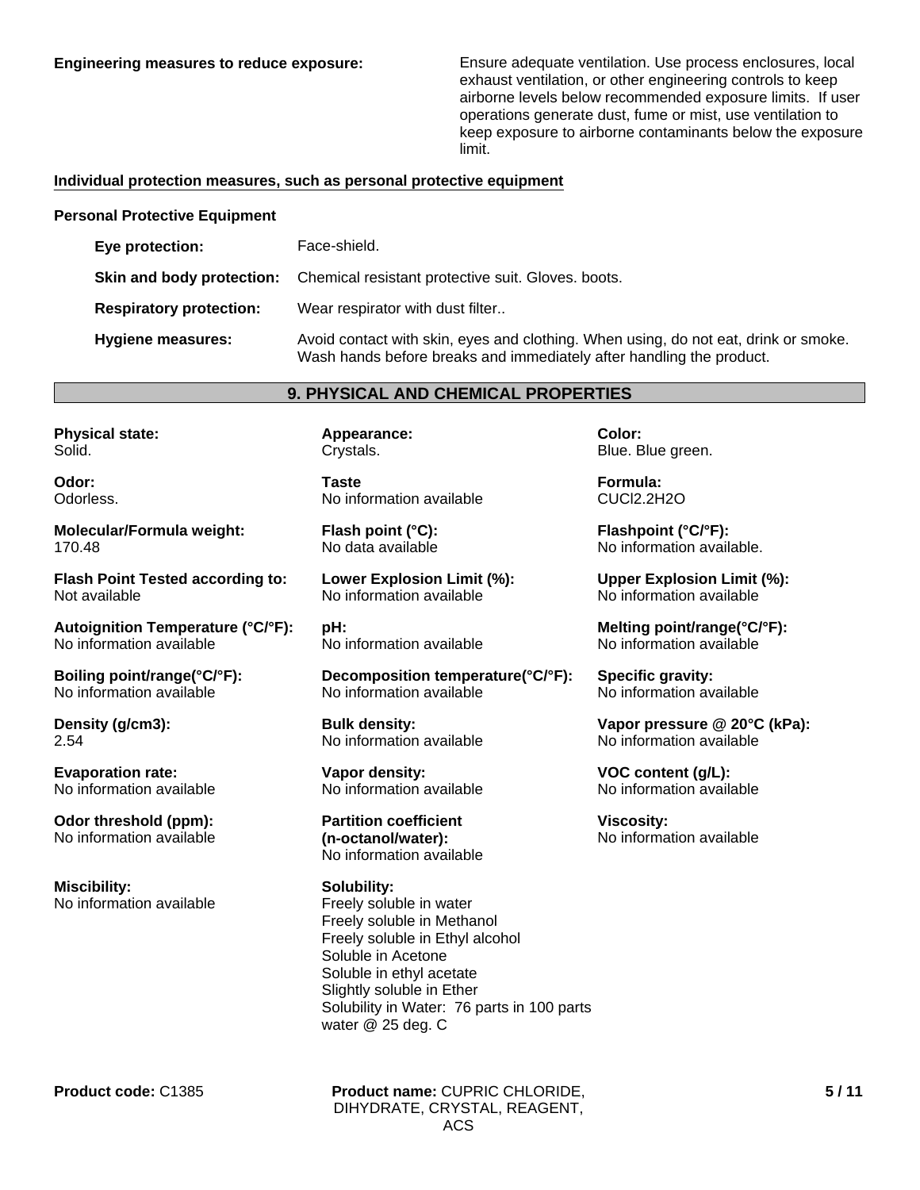**Engineering measures to reduce exposure:** Ensure adequate ventilation. Use process enclosures, local exhaust ventilation, or other engineering controls to keep airborne levels below recommended exposure limits. If user operations generate dust, fume or mist, use ventilation to keep exposure to airborne contaminants below the exposure limit.

**Individual protection measures, such as personal protective equipment**

**Personal Protective Equipment**

| | |
|---|---|
| **Eye protection:** | Face-shield. |
| **Skin and body protection:** | Chemical resistant protective suit. Gloves. boots. |
| **Respiratory protection:** | Wear respirator with dust filter.. |
| **Hygiene measures:** | Avoid contact with skin, eyes and clothing. When using, do not eat, drink or smoke. Wash hands before breaks and immediately after handling the product. |

## 9. PHYSICAL AND CHEMICAL PROPERTIES

**Physical state:**
Solid.

**Appearance:**
Crystals.

**Color:**
Blue. Blue green.

**Odor:**
Odorless.

**Taste**
No information available

**Formula:**
$CuCl_2 \cdot 2H_2O$

**Molecular/Formula weight:**
170.48

**Flash point (°C):**
No data available

**Flashpoint (°C/°F):**
No information available.

**Flash Point Tested according to:**
Not available

**Lower Explosion Limit (%):**
No information available

**Upper Explosion Limit (%):**
No information available

**Autoignition Temperature (°C/°F):**
No information available

**pH:**
No information available

**Melting point/range(°C/°F):**
No information available

**Boiling point/range(°C/°F):**
No information available

**Decomposition temperature(°C/°F):**
No information available

**Specific gravity:**
No information available

**Density (g/cm3):**
2.54

**Bulk density:**
No information available

**Vapor pressure @ 20°C (kPa):**
No information available

**Evaporation rate:**
No information available

**Vapor density:**
No information available

**VOC content (g/L):**
No information available

**Odor threshold (ppm):**
No information available

**Partition coefficient (n-octanol/water):**
No information available

**Viscosity:**
No information available

**Miscibility:**
No information available

**Solubility:**
Freely soluble in water
Freely soluble in Methanol
Freely soluble in Ethyl alcohol
Soluble in Acetone
Soluble in ethyl acetate
Slightly soluble in Ether
Solubility in Water: 76 parts in 100 parts water @ 25 deg. C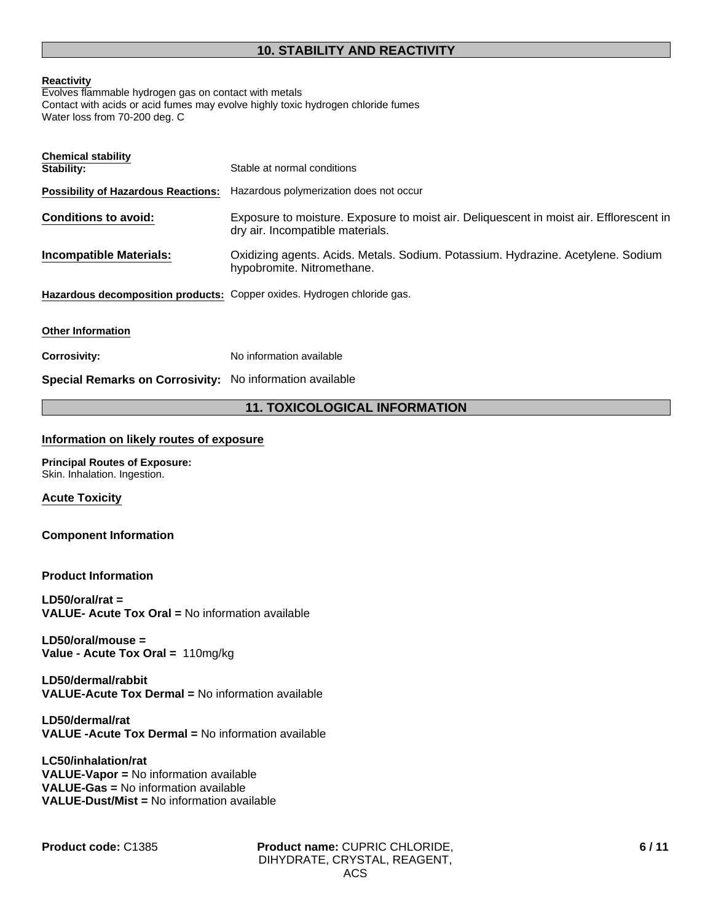## 10. STABILITY AND REACTIVITY

**Reactivity**
Evolves flammable hydrogen gas on contact with metals
Contact with acids or acid fumes may evolve highly toxic hydrogen chloride fumes
Water loss from 70-200 deg. C

**Chemical stability**
**Stability:** Stable at normal conditions

**Possibility of Hazardous Reactions:** Hazardous polymerization does not occur

**Conditions to avoid:** Exposure to moisture. Exposure to moist air. Deliquescent in moist air. Efflorescent in dry air. Incompatible materials.

**Incompatible Materials:** Oxidizing agents. Acids. Metals. Sodium. Potassium. Hydrazine. Acetylene. Sodium hypobromite. Nitromethane.

**Hazardous decomposition products:** Copper oxides. Hydrogen chloride gas.

**Other Information**

**Corrosivity:** No information available

**Special Remarks on Corrosivity:** No information available

## 11. TOXICOLOGICAL INFORMATION

**Information on likely routes of exposure**

**Principal Routes of Exposure:**
Skin. Inhalation. Ingestion.

**Acute Toxicity**

**Component Information**

**Product Information**

**LD50/oral/rat =**
**VALUE- Acute Tox Oral =** No information available

**LD50/oral/mouse =**
**Value - Acute Tox Oral =** 110mg/kg

**LD50/dermal/rabbit**
**VALUE-Acute Tox Dermal =** No information available

**LD50/dermal/rat**
**VALUE -Acute Tox Dermal =** No information available

**LC50/inhalation/rat**
**VALUE-Vapor =** No information available
**VALUE-Gas =** No information available
**VALUE-Dust/Mist =** No information available

**Product code:** C1385 **Product name:** CUPRIC CHLORIDE, DIHYDRATE, CRYSTAL, REAGENT, ACS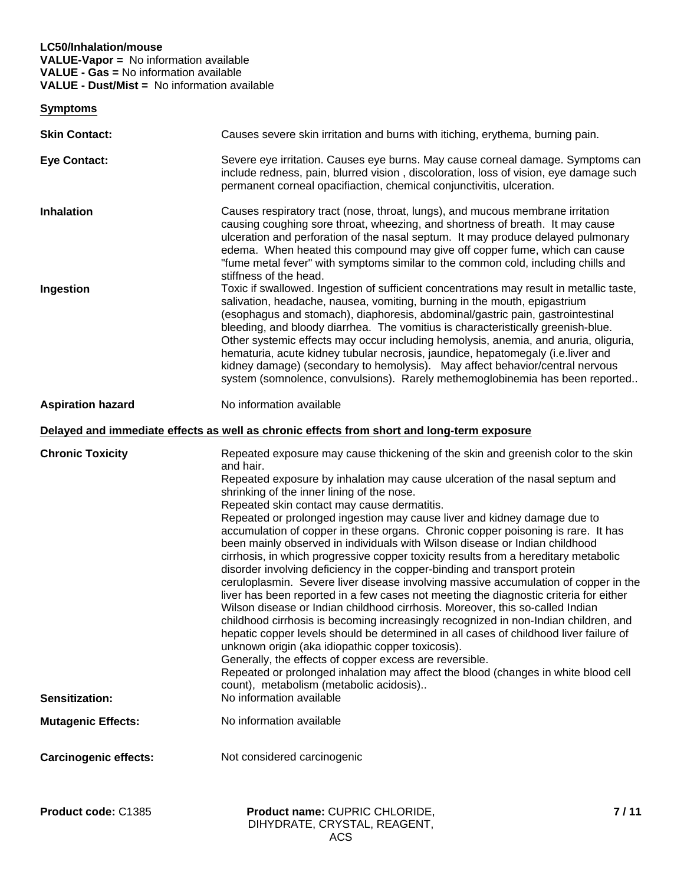**LC50/Inhalation/mouse**
**VALUE-Vapor =** No information available
**VALUE - Gas =** No information available
**VALUE - Dust/Mist =** No information available

## Symptoms

**Skin Contact:** Causes severe skin irritation and burns with itiching, erythema, burning pain.

**Eye Contact:** Severe eye irritation. Causes eye burns. May cause corneal damage. Symptoms can include redness, pain, blurred vision , discoloration, loss of vision, eye damage such permanent corneal opacifiaction, chemical conjunctivitis, ulceration.

**Inhalation** Causes respiratory tract (nose, throat, lungs), and mucous membrane irritation causing coughing sore throat, wheezing, and shortness of breath. It may cause ulceration and perforation of the nasal septum. It may produce delayed pulmonary edema. When heated this compound may give off copper fume, which can cause "fume metal fever" with symptoms similar to the common cold, including chills and stiffness of the head.

**Ingestion** Toxic if swallowed. Ingestion of sufficient concentrations may result in metallic taste, salivation, headache, nausea, vomiting, burning in the mouth, epigastrium (esophagus and stomach), diaphoresis, abdominal/gastric pain, gastrointestinal bleeding, and bloody diarrhea. The vomitius is characteristically greenish-blue. Other systemic effects may occur including hemolysis, anemia, and anuria, oliguria, hematuria, acute kidney tubular necrosis, jaundice, hepatomegaly (i.e.liver and kidney damage) (secondary to hemolysis). May affect behavior/central nervous system (somnolence, convulsions). Rarely methemoglobinemia has been reported..

**Aspiration hazard** No information available

## Delayed and immediate effects as well as chronic effects from short and long-term exposure

**Chronic Toxicity** Repeated exposure may cause thickening of the skin and greenish color to the skin and hair.
Repeated exposure by inhalation may cause ulceration of the nasal septum and shrinking of the inner lining of the nose.
Repeated skin contact may cause dermatitis.
Repeated or prolonged ingestion may cause liver and kidney damage due to accumulation of copper in these organs. Chronic copper poisoning is rare. It has been mainly observed in individuals with Wilson disease or Indian childhood cirrhosis, in which progressive copper toxicity results from a hereditary metabolic disorder involving deficiency in the copper-binding and transport protein ceruloplasmin. Severe liver disease involving massive accumulation of copper in the liver has been reported in a few cases not meeting the diagnostic criteria for either Wilson disease or Indian childhood cirrhosis. Moreover, this so-called Indian childhood cirrhosis is becoming increasingly recognized in non-Indian children, and hepatic copper levels should be determined in all cases of childhood liver failure of unknown origin (aka idiopathic copper toxicosis).
Generally, the effects of copper excess are reversible.
Repeated or prolonged inhalation may affect the blood (changes in white blood cell count), metabolism (metabolic acidosis)..

**Sensitization:** No information available

**Mutagenic Effects:** No information available

**Carcinogenic effects:** Not considered carcinogenic

**Product code:** C1385 **Product name:** CUPRIC CHLORIDE, DIHYDRATE, CRYSTAL, REAGENT, ACS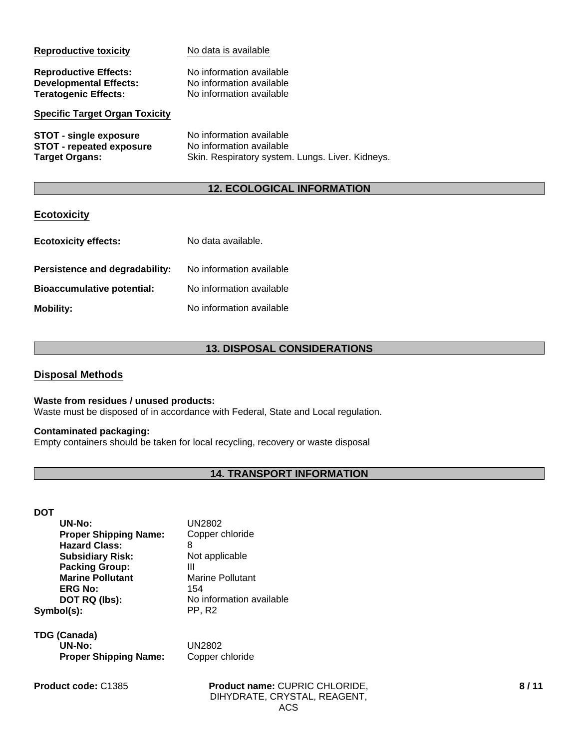**Reproductive toxicity** No data is available

**Reproductive Effects:** No information available
**Developmental Effects:** No information available
**Teratogenic Effects:** No information available

**Specific Target Organ Toxicity**

**STOT - single exposure** No information available
**STOT - repeated exposure** No information available
**Target Organs:** Skin. Respiratory system. Lungs. Liver. Kidneys.

## 12. ECOLOGICAL INFORMATION

### Ecotoxicity

**Ecotoxicity effects:** No data available.

**Persistence and degradability:** No information available

**Bioaccumulative potential:** No information available

**Mobility:** No information available

## 13. DISPOSAL CONSIDERATIONS

### Disposal Methods

**Waste from residues / unused products:**
Waste must be disposed of in accordance with Federal, State and Local regulation.

**Contaminated packaging:**
Empty containers should be taken for local recycling, recovery or waste disposal

## 14. TRANSPORT INFORMATION

**DOT**

| | |
|---|---|
| **UN-No:** | UN2802 |
| **Proper Shipping Name:** | Copper chloride |
| **Hazard Class:** | 8 |
| **Subsidiary Risk:** | Not applicable |
| **Packing Group:** | III |
| **Marine Pollutant** | Marine Pollutant |
| **ERG No:** | 154 |
| **DOT RQ (lbs):** | No information available |
| **Symbol(s):** | PP, R2 |

**TDG (Canada)**

| | |
|---|---|
| **UN-No:** | UN2802 |
| **Proper Shipping Name:** | Copper chloride |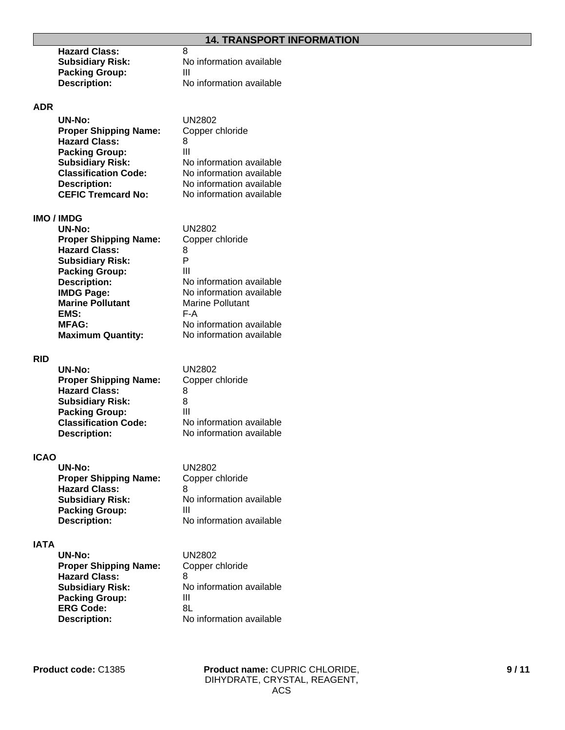## 14. TRANSPORT INFORMATION

**Hazard Class:** 8
**Subsidiary Risk:** No information available
**Packing Group:** III
**Description:** No information available

### ADR

**UN-No:** UN2802
**Proper Shipping Name:** Copper chloride
**Hazard Class:** 8
**Packing Group:** III
**Subsidiary Risk:** No information available
**Classification Code:** No information available
**Description:** No information available
**CEFIC Tremcard No:** No information available

### IMO / IMDG

**UN-No:** UN2802
**Proper Shipping Name:** Copper chloride
**Hazard Class:** 8
**Subsidiary Risk:** P
**Packing Group:** III
**Description:** No information available
**IMDG Page:** No information available
**Marine Pollutant** Marine Pollutant
**EMS:** F-A
**MFAG:** No information available
**Maximum Quantity:** No information available

### RID

**UN-No:** UN2802
**Proper Shipping Name:** Copper chloride
**Hazard Class:** 8
**Subsidiary Risk:** 8
**Packing Group:** III
**Classification Code:** No information available
**Description:** No information available

### ICAO

**UN-No:** UN2802
**Proper Shipping Name:** Copper chloride
**Hazard Class:** 8
**Subsidiary Risk:** No information available
**Packing Group:** III
**Description:** No information available

### IATA

**UN-No:** UN2802
**Proper Shipping Name:** Copper chloride
**Hazard Class:** 8
**Subsidiary Risk:** No information available
**Packing Group:** III
**ERG Code:** 8L
**Description:** No information available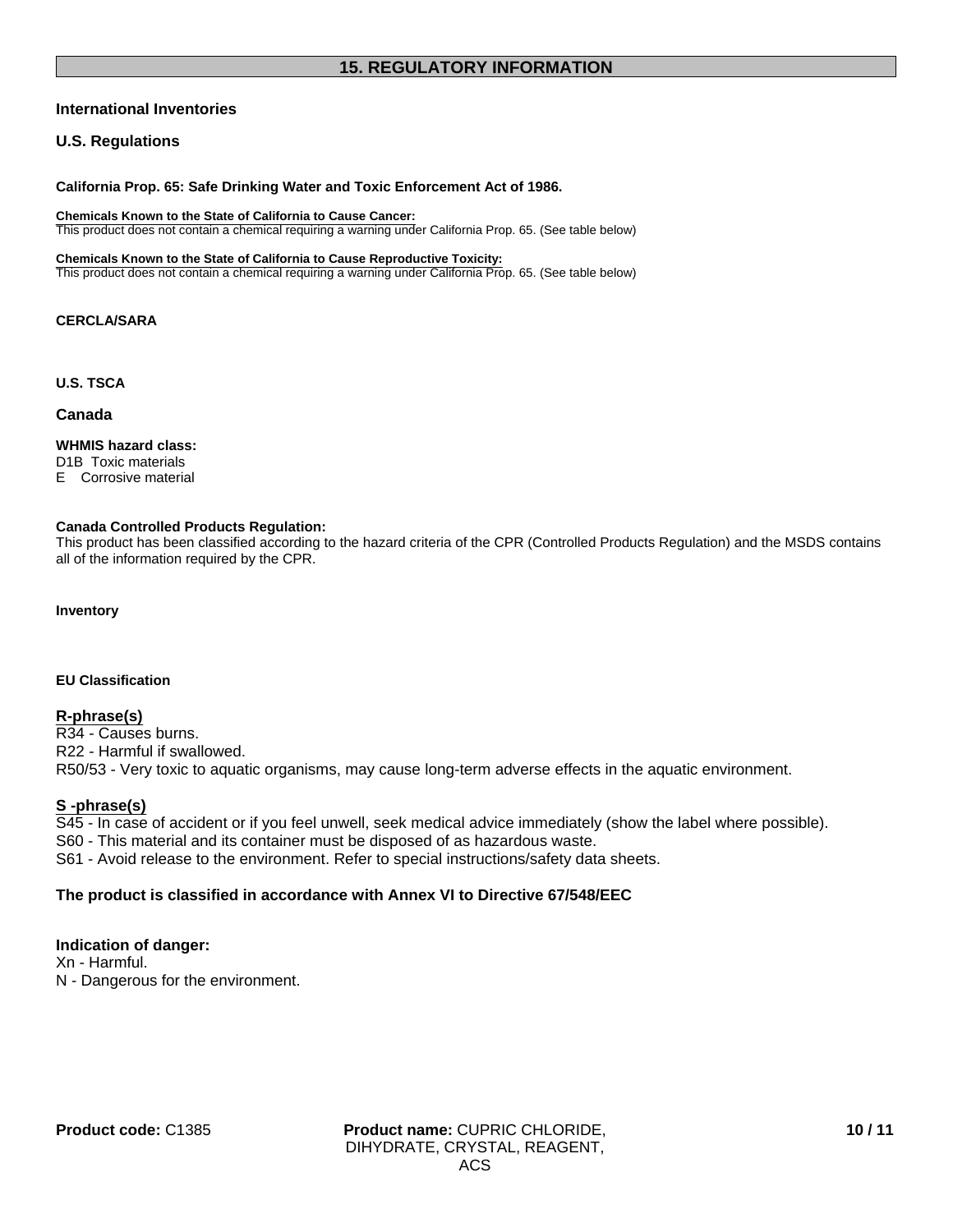## 15. REGULATORY INFORMATION

### International Inventories

### U.S. Regulations

**California Prop. 65: Safe Drinking Water and Toxic Enforcement Act of 1986.**

**Chemicals Known to the State of California to Cause Cancer:**
This product does not contain a chemical requiring a warning under California Prop. 65. (See table below)

**Chemicals Known to the State of California to Cause Reproductive Toxicity:**
This product does not contain a chemical requiring a warning under California Prop. 65. (See table below)

**CERCLA/SARA**

**U.S. TSCA**

### Canada

**WHMIS hazard class:**
D1B Toxic materials
E Corrosive material

**Canada Controlled Products Regulation:**
This product has been classified according to the hazard criteria of the CPR (Controlled Products Regulation) and the MSDS contains all of the information required by the CPR.

**Inventory**

**EU Classification**

**R-phrase(s)**
R34 - Causes burns.
R22 - Harmful if swallowed.
R50/53 - Very toxic to aquatic organisms, may cause long-term adverse effects in the aquatic environment.

**S -phrase(s)**
S45 - In case of accident or if you feel unwell, seek medical advice immediately (show the label where possible).
S60 - This material and its container must be disposed of as hazardous waste.
S61 - Avoid release to the environment. Refer to special instructions/safety data sheets.

**The product is classified in accordance with Annex VI to Directive 67/548/EEC**

**Indication of danger:**
Xn - Harmful.
N - Dangerous for the environment.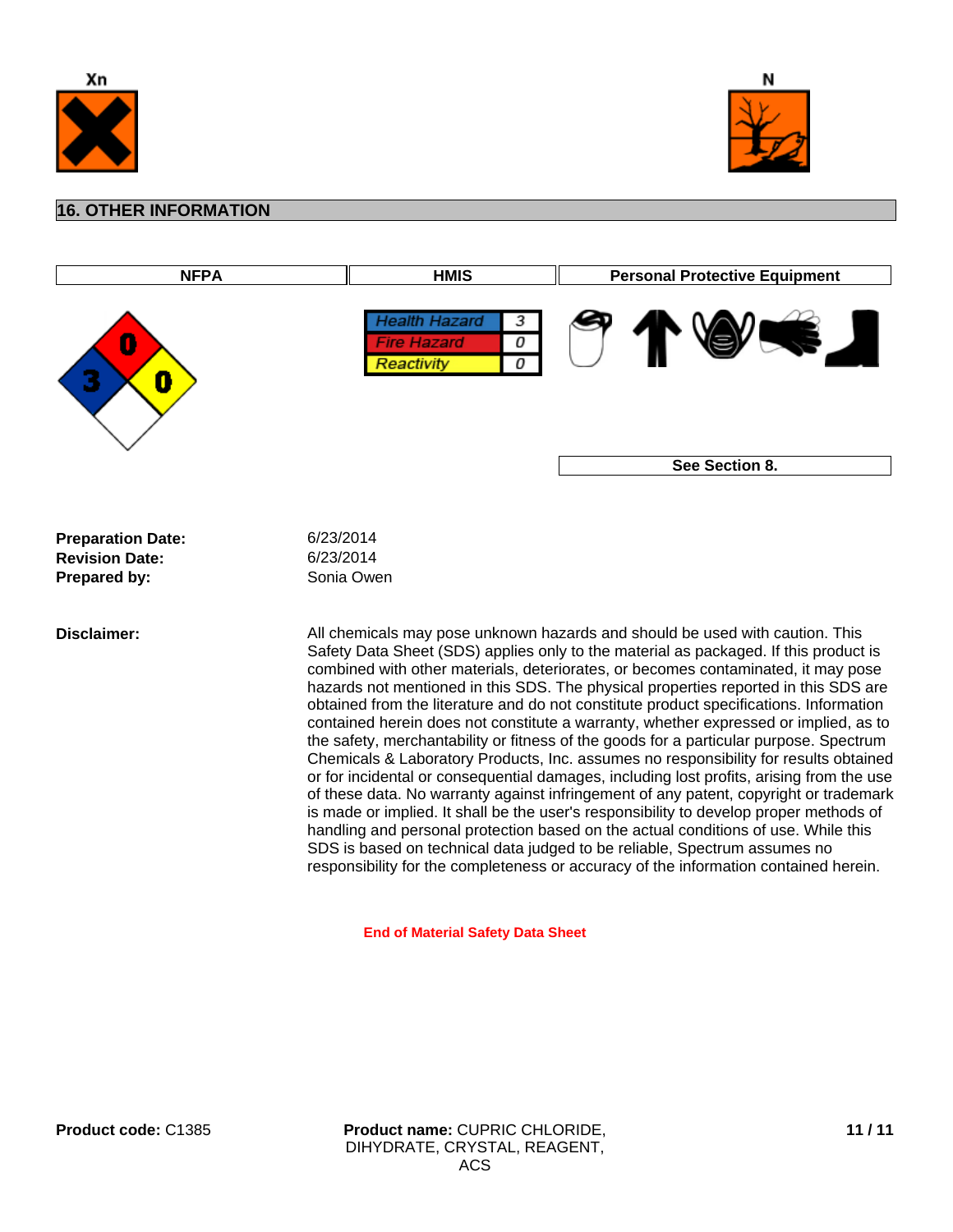Xn

N

## 16. OTHER INFORMATION

| NFPA | HMIS | Personal Protective Equipment |
| --- | --- | --- |
| 0 / 3 / 0 | Health Hazard 3<br>Fire Hazard 0<br>Reactivity 0 | See Section 8. |

**Preparation Date:** 6/23/2014
**Revision Date:** 6/23/2014
**Prepared by:** Sonia Owen

**Disclaimer:** All chemicals may pose unknown hazards and should be used with caution. This Safety Data Sheet (SDS) applies only to the material as packaged. If this product is combined with other materials, deteriorates, or becomes contaminated, it may pose hazards not mentioned in this SDS. The physical properties reported in this SDS are obtained from the literature and do not constitute product specifications. Information contained herein does not constitute a warranty, whether expressed or implied, as to the safety, merchantability or fitness of the goods for a particular purpose. Spectrum Chemicals & Laboratory Products, Inc. assumes no responsibility for results obtained or for incidental or consequential damages, including lost profits, arising from the use of these data. No warranty against infringement of any patent, copyright or trademark is made or implied. It shall be the user's responsibility to develop proper methods of handling and personal protection based on the actual conditions of use. While this SDS is based on technical data judged to be reliable, Spectrum assumes no responsibility for the completeness or accuracy of the information contained herein.

**End of Material Safety Data Sheet**

**Product code:** C1385 **Product name:** CUPRIC CHLORIDE, DIHYDRATE, CRYSTAL, REAGENT, ACS